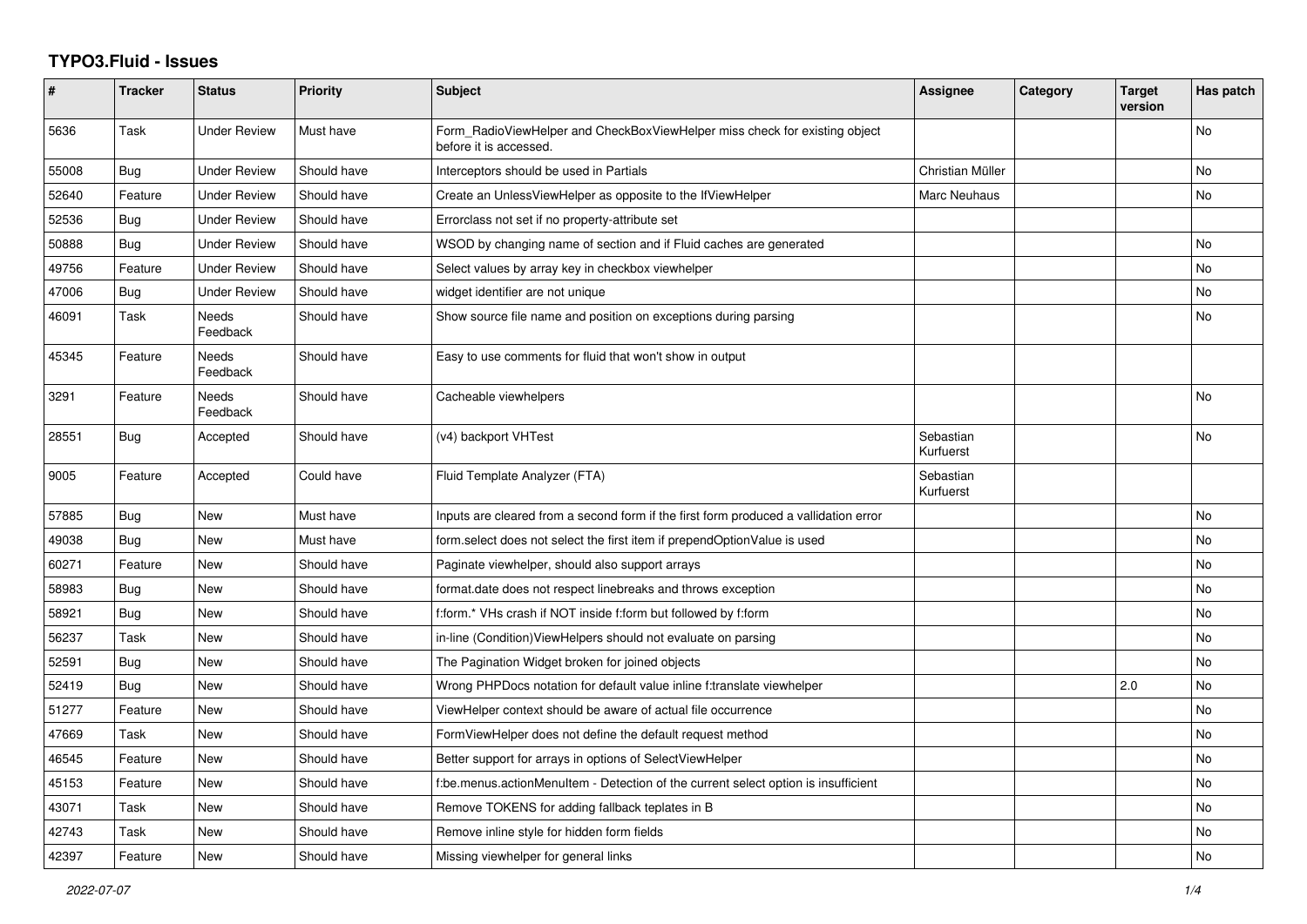# TYPO3.Fluid - Issues

| # | Tracker | Status | Priority | Subject | Assignee | Category | Target version | Has patch |
|---|---|---|---|---|---|---|---|---|
| 5636 | Task | Under Review | Must have | Form_RadioViewHelper and CheckBoxViewHelper miss check for existing object before it is accessed. | | | | No |
| 55008 | Bug | Under Review | Should have | Interceptors should be used in Partials | Christian Müller | | | No |
| 52640 | Feature | Under Review | Should have | Create an UnlessViewHelper as opposite to the IfViewHelper | Marc Neuhaus | | | No |
| 52536 | Bug | Under Review | Should have | Errorclass not set if no property-attribute set | | | | |
| 50888 | Bug | Under Review | Should have | WSOD by changing name of section and if Fluid caches are generated | | | | No |
| 49756 | Feature | Under Review | Should have | Select values by array key in checkbox viewhelper | | | | No |
| 47006 | Bug | Under Review | Should have | widget identifier are not unique | | | | No |
| 46091 | Task | Needs Feedback | Should have | Show source file name and position on exceptions during parsing | | | | No |
| 45345 | Feature | Needs Feedback | Should have | Easy to use comments for fluid that won't show in output | | | | |
| 3291 | Feature | Needs Feedback | Should have | Cacheable viewhelpers | | | | No |
| 28551 | Bug | Accepted | Should have | (v4) backport VHTest | Sebastian Kurfuerst | | | No |
| 9005 | Feature | Accepted | Could have | Fluid Template Analyzer (FTA) | Sebastian Kurfuerst | | | |
| 57885 | Bug | New | Must have | Inputs are cleared from a second form if the first form produced a vallidation error | | | | No |
| 49038 | Bug | New | Must have | form.select does not select the first item if prependOptionValue is used | | | | No |
| 60271 | Feature | New | Should have | Paginate viewhelper, should also support arrays | | | | No |
| 58983 | Bug | New | Should have | format.date does not respect linebreaks and throws exception | | | | No |
| 58921 | Bug | New | Should have | f:form.* VHs crash if NOT inside f:form but followed by f:form | | | | No |
| 56237 | Task | New | Should have | in-line (Condition)ViewHelpers should not evaluate on parsing | | | | No |
| 52591 | Bug | New | Should have | The Pagination Widget broken for joined objects | | | | No |
| 52419 | Bug | New | Should have | Wrong PHPDocs notation for default value inline f:translate viewhelper | | | 2.0 | No |
| 51277 | Feature | New | Should have | ViewHelper context should be aware of actual file occurrence | | | | No |
| 47669 | Task | New | Should have | FormViewHelper does not define the default request method | | | | No |
| 46545 | Feature | New | Should have | Better support for arrays in options of SelectViewHelper | | | | No |
| 45153 | Feature | New | Should have | f:be.menus.actionMenuItem - Detection of the current select option is insufficient | | | | No |
| 43071 | Task | New | Should have | Remove TOKENS for adding fallback teplates in B | | | | No |
| 42743 | Task | New | Should have | Remove inline style for hidden form fields | | | | No |
| 42397 | Feature | New | Should have | Missing viewhelper for general links | | | | No |

*2022-07-07*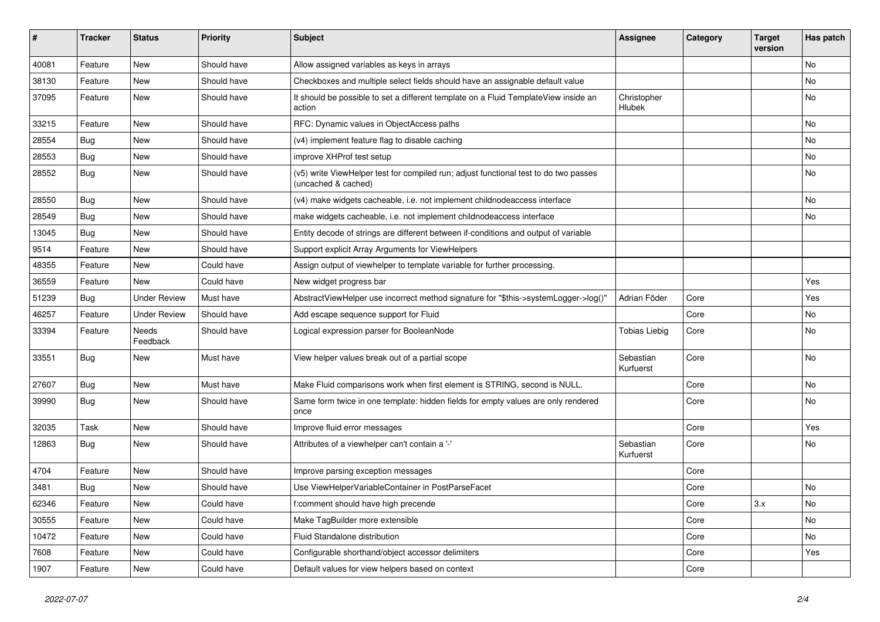| # | Tracker | Status | Priority | Subject | Assignee | Category | Target version | Has patch |
|---|---|---|---|---|---|---|---|---|
| 40081 | Feature | New | Should have | Allow assigned variables as keys in arrays | | | | No |
| 38130 | Feature | New | Should have | Checkboxes and multiple select fields should have an assignable default value | | | | No |
| 37095 | Feature | New | Should have | It should be possible to set a different template on a Fluid TemplateView inside an action | Christopher Hlubek | | | No |
| 33215 | Feature | New | Should have | RFC: Dynamic values in ObjectAccess paths | | | | No |
| 28554 | Bug | New | Should have | (v4) implement feature flag to disable caching | | | | No |
| 28553 | Bug | New | Should have | improve XHProf test setup | | | | No |
| 28552 | Bug | New | Should have | (v5) write ViewHelper test for compiled run; adjust functional test to do two passes (uncached & cached) | | | | No |
| 28550 | Bug | New | Should have | (v4) make widgets cacheable, i.e. not implement childnodeaccess interface | | | | No |
| 28549 | Bug | New | Should have | make widgets cacheable, i.e. not implement childnodeaccess interface | | | | No |
| 13045 | Bug | New | Should have | Entity decode of strings are different between if-conditions and output of variable | | | | |
| 9514 | Feature | New | Should have | Support explicit Array Arguments for ViewHelpers | | | | |
| 48355 | Feature | New | Could have | Assign output of viewhelper to template variable for further processing. | | | | |
| 36559 | Feature | New | Could have | New widget progress bar | | | | Yes |
| 51239 | Bug | Under Review | Must have | AbstractViewHelper use incorrect method signature for "$this->systemLogger->log()" | Adrian Föder | Core | | Yes |
| 46257 | Feature | Under Review | Should have | Add escape sequence support for Fluid | | Core | | No |
| 33394 | Feature | Needs Feedback | Should have | Logical expression parser for BooleanNode | Tobias Liebig | Core | | No |
| 33551 | Bug | New | Must have | View helper values break out of a partial scope | Sebastian Kurfuerst | Core | | No |
| 27607 | Bug | New | Must have | Make Fluid comparisons work when first element is STRING, second is NULL. | | Core | | No |
| 39990 | Bug | New | Should have | Same form twice in one template: hidden fields for empty values are only rendered once | | Core | | No |
| 32035 | Task | New | Should have | Improve fluid error messages | | Core | | Yes |
| 12863 | Bug | New | Should have | Attributes of a viewhelper can't contain a '-' | Sebastian Kurfuerst | Core | | No |
| 4704 | Feature | New | Should have | Improve parsing exception messages | | Core | | |
| 3481 | Bug | New | Should have | Use ViewHelperVariableContainer in PostParseFacet | | Core | | No |
| 62346 | Feature | New | Could have | f:comment should have high precende | | Core | 3.x | No |
| 30555 | Feature | New | Could have | Make TagBuilder more extensible | | Core | | No |
| 10472 | Feature | New | Could have | Fluid Standalone distribution | | Core | | No |
| 7608 | Feature | New | Could have | Configurable shorthand/object accessor delimiters | | Core | | Yes |
| 1907 | Feature | New | Could have | Default values for view helpers based on context | | Core | | |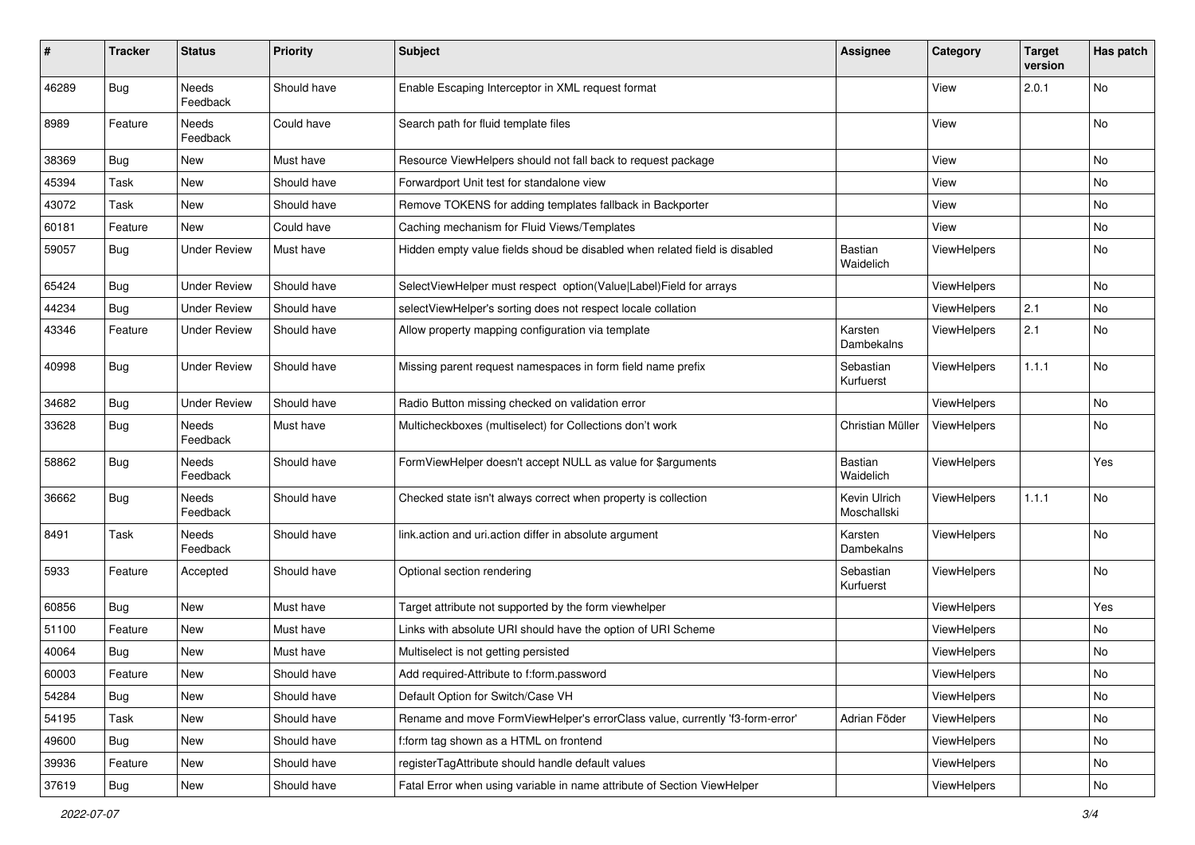| # | Tracker | Status | Priority | Subject | Assignee | Category | Target version | Has patch |
|---|---|---|---|---|---|---|---|---|
| 46289 | Bug | Needs Feedback | Should have | Enable Escaping Interceptor in XML request format | | View | 2.0.1 | No |
| 8989 | Feature | Needs Feedback | Could have | Search path for fluid template files | | View | | No |
| 38369 | Bug | New | Must have | Resource ViewHelpers should not fall back to request package | | View | | No |
| 45394 | Task | New | Should have | Forwardport Unit test for standalone view | | View | | No |
| 43072 | Task | New | Should have | Remove TOKENS for adding templates fallback in Backporter | | View | | No |
| 60181 | Feature | New | Could have | Caching mechanism for Fluid Views/Templates | | View | | No |
| 59057 | Bug | Under Review | Must have | Hidden empty value fields shoud be disabled when related field is disabled | Bastian Waidelich | ViewHelpers | | No |
| 65424 | Bug | Under Review | Should have | SelectViewHelper must respect option(Value\|Label)Field for arrays | | ViewHelpers | | No |
| 44234 | Bug | Under Review | Should have | selectViewHelper's sorting does not respect locale collation | | ViewHelpers | 2.1 | No |
| 43346 | Feature | Under Review | Should have | Allow property mapping configuration via template | Karsten Dambekalns | ViewHelpers | 2.1 | No |
| 40998 | Bug | Under Review | Should have | Missing parent request namespaces in form field name prefix | Sebastian Kurfuerst | ViewHelpers | 1.1.1 | No |
| 34682 | Bug | Under Review | Should have | Radio Button missing checked on validation error | | ViewHelpers | | No |
| 33628 | Bug | Needs Feedback | Must have | Multicheckboxes (multiselect) for Collections don't work | Christian Müller | ViewHelpers | | No |
| 58862 | Bug | Needs Feedback | Should have | FormViewHelper doesn't accept NULL as value for $arguments | Bastian Waidelich | ViewHelpers | | Yes |
| 36662 | Bug | Needs Feedback | Should have | Checked state isn't always correct when property is collection | Kevin Ulrich Moschallski | ViewHelpers | 1.1.1 | No |
| 8491 | Task | Needs Feedback | Should have | link.action and uri.action differ in absolute argument | Karsten Dambekalns | ViewHelpers | | No |
| 5933 | Feature | Accepted | Should have | Optional section rendering | Sebastian Kurfuerst | ViewHelpers | | No |
| 60856 | Bug | New | Must have | Target attribute not supported by the form viewhelper | | ViewHelpers | | Yes |
| 51100 | Feature | New | Must have | Links with absolute URI should have the option of URI Scheme | | ViewHelpers | | No |
| 40064 | Bug | New | Must have | Multiselect is not getting persisted | | ViewHelpers | | No |
| 60003 | Feature | New | Should have | Add required-Attribute to f:form.password | | ViewHelpers | | No |
| 54284 | Bug | New | Should have | Default Option for Switch/Case VH | | ViewHelpers | | No |
| 54195 | Task | New | Should have | Rename and move FormViewHelper's errorClass value, currently 'f3-form-error' | Adrian Föder | ViewHelpers | | No |
| 49600 | Bug | New | Should have | f:form tag shown as a HTML on frontend | | ViewHelpers | | No |
| 39936 | Feature | New | Should have | registerTagAttribute should handle default values | | ViewHelpers | | No |
| 37619 | Bug | New | Should have | Fatal Error when using variable in name attribute of Section ViewHelper | | ViewHelpers | | No |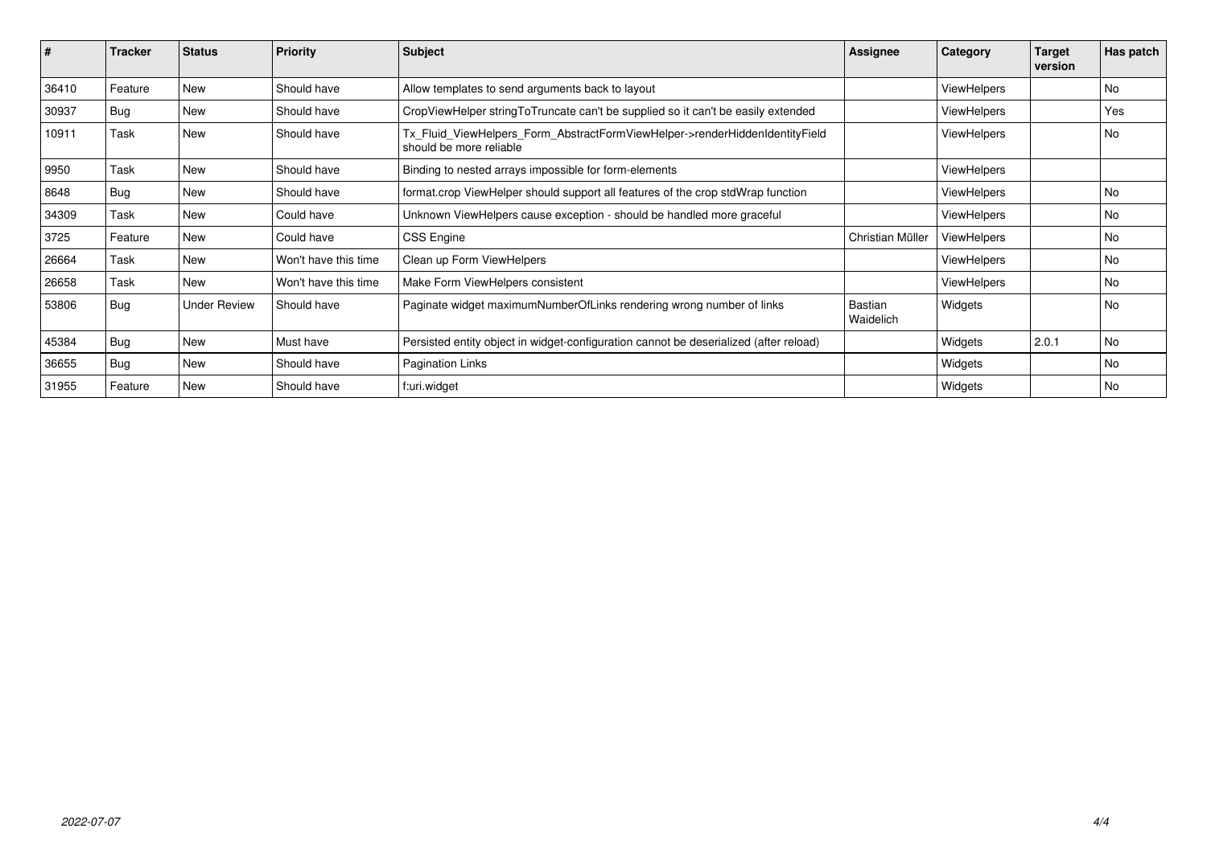| # | Tracker | Status | Priority | Subject | Assignee | Category | Target version | Has patch |
|---|---|---|---|---|---|---|---|---|
| 36410 | Feature | New | Should have | Allow templates to send arguments back to layout | | ViewHelpers | | No |
| 30937 | Bug | New | Should have | CropViewHelper stringToTruncate can't be supplied so it can't be easily extended | | ViewHelpers | | Yes |
| 10911 | Task | New | Should have | Tx_Fluid_ViewHelpers_Form_AbstractFormViewHelper->renderHiddenIdentityField should be more reliable | | ViewHelpers | | No |
| 9950 | Task | New | Should have | Binding to nested arrays impossible for form-elements | | ViewHelpers | | |
| 8648 | Bug | New | Should have | format.crop ViewHelper should support all features of the crop stdWrap function | | ViewHelpers | | No |
| 34309 | Task | New | Could have | Unknown ViewHelpers cause exception - should be handled more graceful | | ViewHelpers | | No |
| 3725 | Feature | New | Could have | CSS Engine | Christian Müller | ViewHelpers | | No |
| 26664 | Task | New | Won't have this time | Clean up Form ViewHelpers | | ViewHelpers | | No |
| 26658 | Task | New | Won't have this time | Make Form ViewHelpers consistent | | ViewHelpers | | No |
| 53806 | Bug | Under Review | Should have | Paginate widget maximumNumberOfLinks rendering wrong number of links | Bastian Waidelich | Widgets | | No |
| 45384 | Bug | New | Must have | Persisted entity object in widget-configuration cannot be deserialized (after reload) | | Widgets | 2.0.1 | No |
| 36655 | Bug | New | Should have | Pagination Links | | Widgets | | No |
| 31955 | Feature | New | Should have | f:uri.widget | | Widgets | | No |